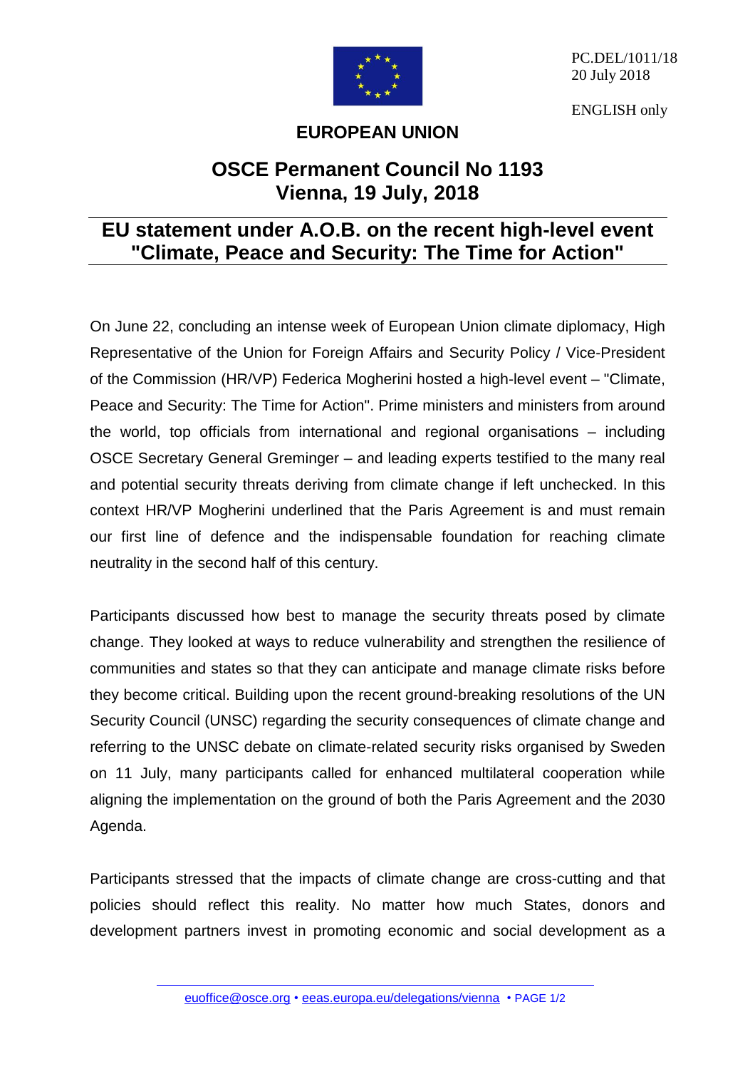PC.DEL/1011/18
20 July 2018

ENGLISH only

**EUROPEAN UNION**

# OSCE Permanent Council No 1193
# Vienna, 19 July, 2018

## EU statement under A.O.B. on the recent high-level event "Climate, Peace and Security: The Time for Action"

On June 22, concluding an intense week of European Union climate diplomacy, High Representative of the Union for Foreign Affairs and Security Policy / Vice-President of the Commission (HR/VP) Federica Mogherini hosted a high-level event – "Climate, Peace and Security: The Time for Action". Prime ministers and ministers from around the world, top officials from international and regional organisations – including OSCE Secretary General Greminger – and leading experts testified to the many real and potential security threats deriving from climate change if left unchecked. In this context HR/VP Mogherini underlined that the Paris Agreement is and must remain our first line of defence and the indispensable foundation for reaching climate neutrality in the second half of this century.

Participants discussed how best to manage the security threats posed by climate change. They looked at ways to reduce vulnerability and strengthen the resilience of communities and states so that they can anticipate and manage climate risks before they become critical. Building upon the recent ground-breaking resolutions of the UN Security Council (UNSC) regarding the security consequences of climate change and referring to the UNSC debate on climate-related security risks organised by Sweden on 11 July, many participants called for enhanced multilateral cooperation while aligning the implementation on the ground of both the Paris Agreement and the 2030 Agenda.

Participants stressed that the impacts of climate change are cross-cutting and that policies should reflect this reality. No matter how much States, donors and development partners invest in promoting economic and social development as a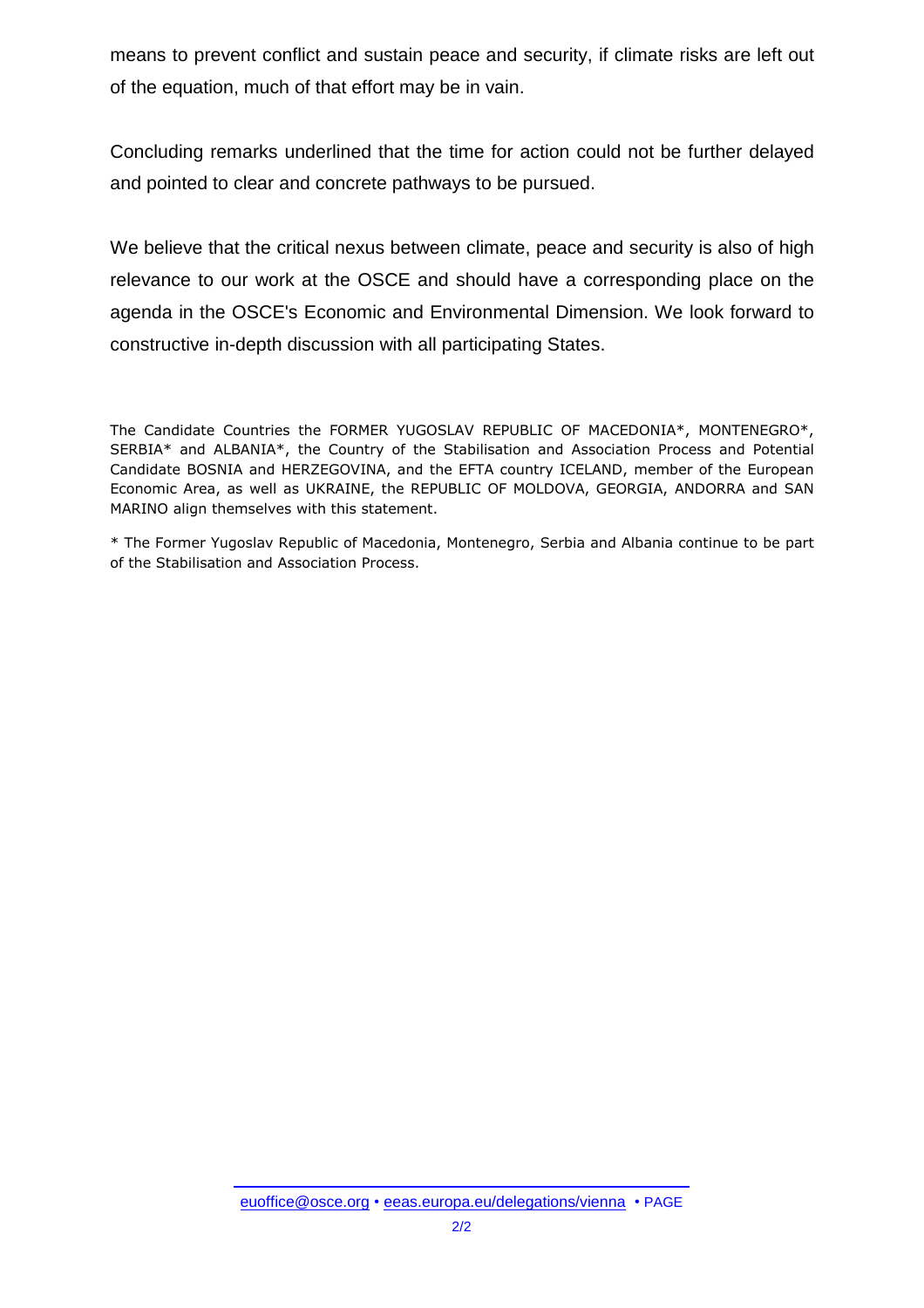means to prevent conflict and sustain peace and security, if climate risks are left out of the equation, much of that effort may be in vain.

Concluding remarks underlined that the time for action could not be further delayed and pointed to clear and concrete pathways to be pursued.

We believe that the critical nexus between climate, peace and security is also of high relevance to our work at the OSCE and should have a corresponding place on the agenda in the OSCE's Economic and Environmental Dimension. We look forward to constructive in-depth discussion with all participating States.

The Candidate Countries the FORMER YUGOSLAV REPUBLIC OF MACEDONIA*, MONTENEGRO*, SERBIA* and ALBANIA*, the Country of the Stabilisation and Association Process and Potential Candidate BOSNIA and HERZEGOVINA, and the EFTA country ICELAND, member of the European Economic Area, as well as UKRAINE, the REPUBLIC OF MOLDOVA, GEORGIA, ANDORRA and SAN MARINO align themselves with this statement.

* The Former Yugoslav Republic of Macedonia, Montenegro, Serbia and Albania continue to be part of the Stabilisation and Association Process.